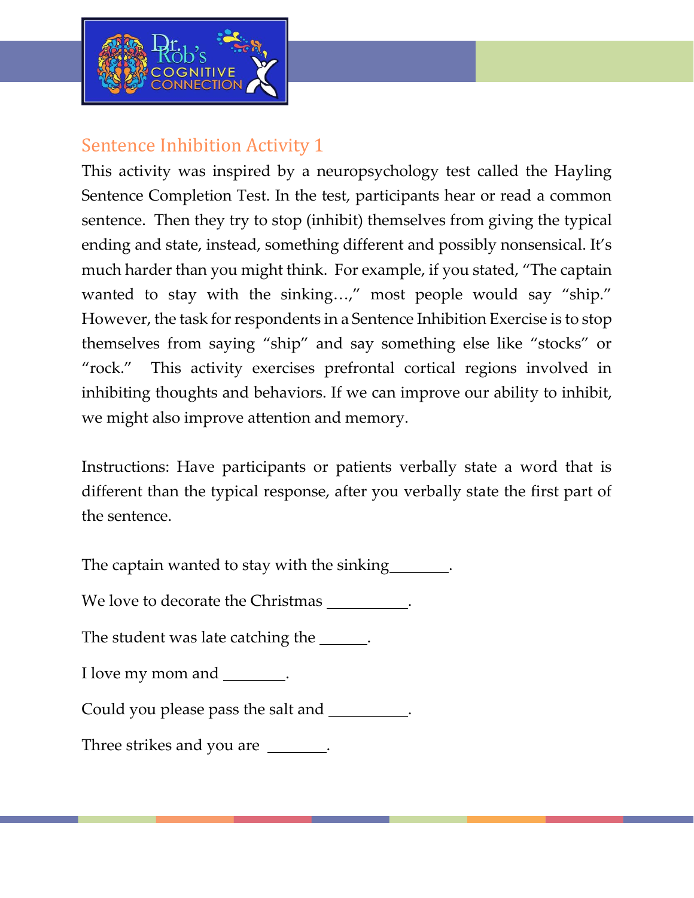## Sentence Inhibition Activity 1

This activity was inspired by a neuropsychology test called the Hayling Sentence Completion Test. In the test, participants hear or read a common sentence. Then they try to stop (inhibit) themselves from giving the typical ending and state, instead, something different and possibly nonsensical. It's much harder than you might think. For example, if you stated, "The captain wanted to stay with the sinking…," most people would say "ship." However, the task for respondents in a Sentence Inhibition Exercise is to stop themselves from saying "ship" and say something else like "stocks" or "rock." This activity exercises prefrontal cortical regions involved in inhibiting thoughts and behaviors. If we can improve our ability to inhibit, we might also improve attention and memory.

Instructions: Have participants or patients verbally state a word that is different than the typical response, after you verbally state the first part of the sentence.

The captain wanted to stay with the sinking_______.

We love to decorate the Christmas __________.

The student was late catching the ______.

I love my mom and ________.

Could you please pass the salt and __________.

Three strikes and you are ________.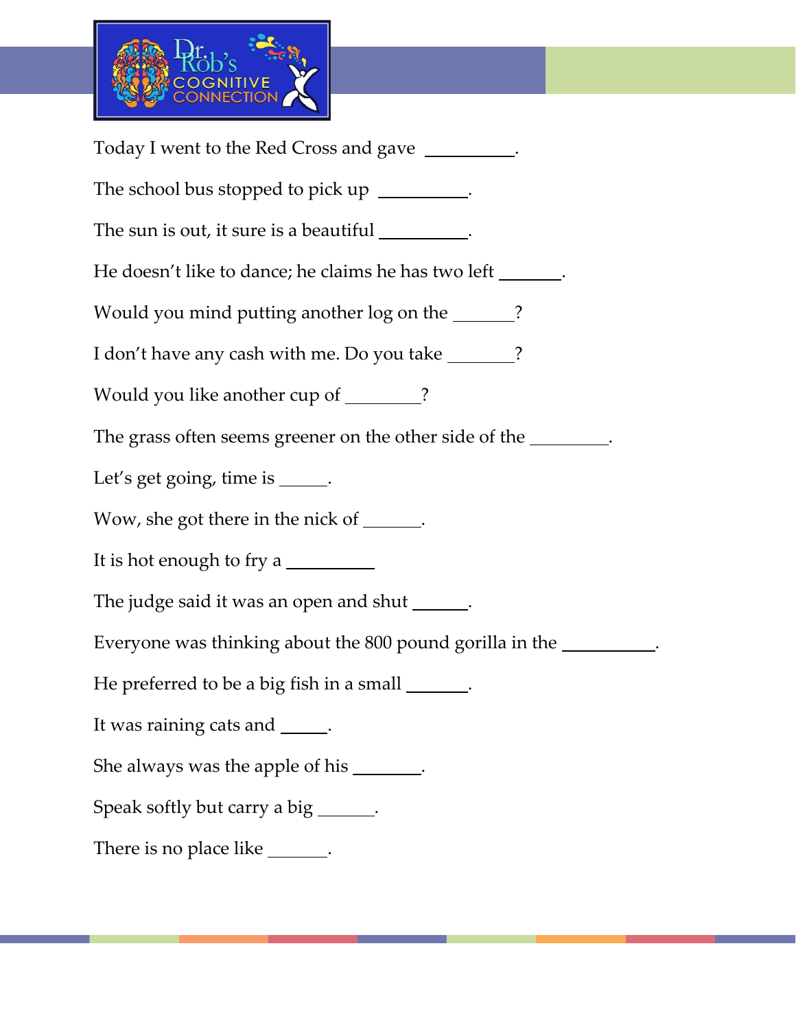Today I went to the Red Cross and gave __________.

The school bus stopped to pick up __________.

The sun is out, it sure is a beautiful __________.

He doesn't like to dance; he claims he has two left _______.

Would you mind putting another log on the _______?

I don't have any cash with me. Do you take ________?

Would you like another cup of ________?

The grass often seems greener on the other side of the ________.

Let's get going, time is _____.

Wow, she got there in the nick of ______.

It is hot enough to fry a __________

The judge said it was an open and shut ______.

Everyone was thinking about the 800 pound gorilla in the __________.

He preferred to be a big fish in a small _______.

It was raining cats and _____.

She always was the apple of his ________.

Speak softly but carry a big ______.

There is no place like _______.